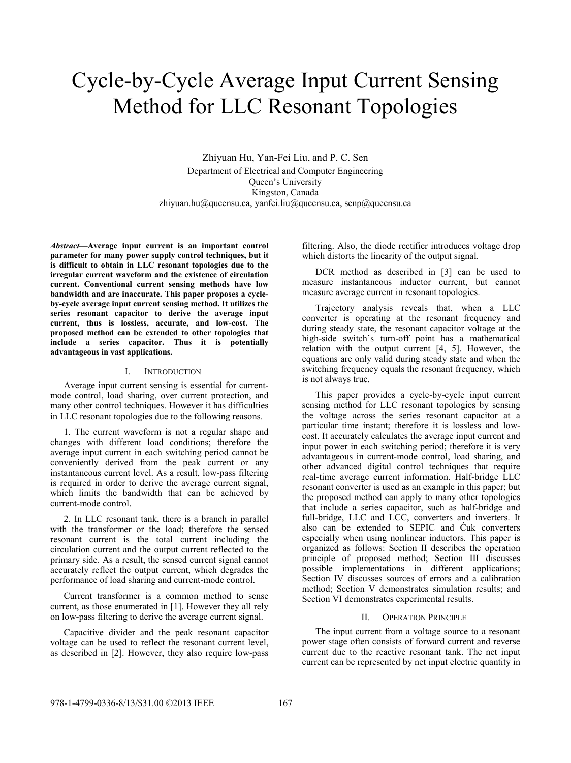# Cycle-by-Cycle Average Input Current Sensing Method for LLC Resonant Topologies

Zhiyuan Hu, Yan-Fei Liu, and P. C. Sen

Department of Electrical and Computer Engineering
Queen's University
Kingston, Canada
zhiyuan.hu@queensu.ca, yanfei.liu@queensu.ca, senp@queensu.ca

***Abstract*—Average input current is an important control parameter for many power supply control techniques, but it is difficult to obtain in LLC resonant topologies due to the irregular current waveform and the existence of circulation current. Conventional current sensing methods have low bandwidth and are inaccurate. This paper proposes a cycle-by-cycle average input current sensing method. It utilizes the series resonant capacitor to derive the average input current, thus is lossless, accurate, and low-cost. The proposed method can be extended to other topologies that include a series capacitor. Thus it is potentially advantageous in vast applications.**

## I. Introduction

Average input current sensing is essential for current-mode control, load sharing, over current protection, and many other control techniques. However it has difficulties in LLC resonant topologies due to the following reasons.

1. The current waveform is not a regular shape and changes with different load conditions; therefore the average input current in each switching period cannot be conveniently derived from the peak current or any instantaneous current level. As a result, low-pass filtering is required in order to derive the average current signal, which limits the bandwidth that can be achieved by current-mode control.

2. In LLC resonant tank, there is a branch in parallel with the transformer or the load; therefore the sensed resonant current is the total current including the circulation current and the output current reflected to the primary side. As a result, the sensed current signal cannot accurately reflect the output current, which degrades the performance of load sharing and current-mode control.

Current transformer is a common method to sense current, as those enumerated in [1]. However they all rely on low-pass filtering to derive the average current signal.

Capacitive divider and the peak resonant capacitor voltage can be used to reflect the resonant current level, as described in [2]. However, they also require low-pass filtering. Also, the diode rectifier introduces voltage drop which distorts the linearity of the output signal.

DCR method as described in [3] can be used to measure instantaneous inductor current, but cannot measure average current in resonant topologies.

Trajectory analysis reveals that, when a LLC converter is operating at the resonant frequency and during steady state, the resonant capacitor voltage at the high-side switch's turn-off point has a mathematical relation with the output current [4, 5]. However, the equations are only valid during steady state and when the switching frequency equals the resonant frequency, which is not always true.

This paper provides a cycle-by-cycle input current sensing method for LLC resonant topologies by sensing the voltage across the series resonant capacitor at a particular time instant; therefore it is lossless and low-cost. It accurately calculates the average input current and input power in each switching period; therefore it is very advantageous in current-mode control, load sharing, and other advanced digital control techniques that require real-time average current information. Half-bridge LLC resonant converter is used as an example in this paper; but the proposed method can apply to many other topologies that include a series capacitor, such as half-bridge and full-bridge, LLC and LCC, converters and inverters. It also can be extended to SEPIC and Ćuk converters especially when using nonlinear inductors. This paper is organized as follows: Section II describes the operation principle of proposed method; Section III discusses possible implementations in different applications; Section IV discusses sources of errors and a calibration method; Section V demonstrates simulation results; and Section VI demonstrates experimental results.

## II. Operation Principle

The input current from a voltage source to a resonant power stage often consists of forward current and reverse current due to the reactive resonant tank. The net input current can be represented by net input electric quantity in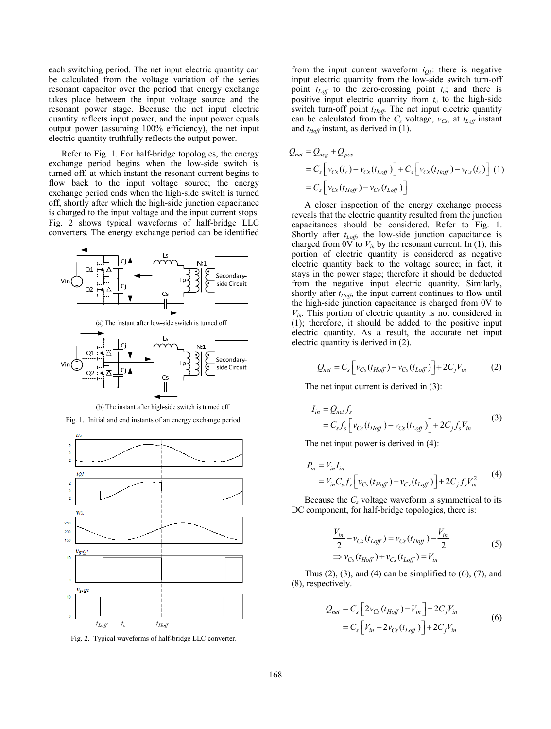each switching period. The net input electric quantity can be calculated from the voltage variation of the series resonant capacitor over the period that energy exchange takes place between the input voltage source and the resonant power stage. Because the net input electric quantity reflects input power, and the input power equals output power (assuming 100% efficiency), the net input electric quantity truthfully reflects the output power.

Refer to Fig. 1. For half-bridge topologies, the energy exchange period begins when the low-side switch is turned off, at which instant the resonant current begins to flow back to the input voltage source; the energy exchange period ends when the high-side switch is turned off, shortly after which the high-side junction capacitance is charged to the input voltage and the input current stops. Fig. 2 shows typical waveforms of half-bridge LLC converters. The energy exchange period can be identified from the input current waveform $i_{Q1}$: there is negative input electric quantity from the low-side switch turn-off point $t_{Loff}$ to the zero-crossing point $t_c$; and there is positive input electric quantity from $t_c$ to the high-side switch turn-off point $t_{Hoff}$. The net input electric quantity can be calculated from the $C_s$ voltage, $v_{Cs}$, at $t_{Loff}$ instant and $t_{Hoff}$ instant, as derived in (1).

(a) The instant after low-side switch is turned off

(b) The instant after high-side switch is turned off

Fig. 1. Initial and end instants of an energy exchange period.

Fig. 2. Typical waveforms of half-bridge LLC converter.

$$
\begin{aligned}
Q_{net} &= Q_{neg} + Q_{pos} \\
&= C_s\left[v_{Cs}(t_c) - v_{Cs}(t_{Loff})\right] + C_s\left[v_{Cs}(t_{Hoff}) - v_{Cs}(t_c)\right] \\
&= C_s\left[v_{Cs}(t_{Hoff}) - v_{Cs}(t_{Loff})\right]
\end{aligned} \tag{1}
$$

A closer inspection of the energy exchange process reveals that the electric quantity resulted from the junction capacitances should be considered. Refer to Fig. 1. Shortly after $t_{Loff}$, the low-side junction capacitance is charged from 0V to $V_{in}$ by the resonant current. In (1), this portion of electric quantity is considered as negative electric quantity back to the voltage source; in fact, it stays in the power stage; therefore it should be deducted from the negative input electric quantity. Similarly, shortly after $t_{Hoff}$, the input current continues to flow until the high-side junction capacitance is charged from 0V to $V_{in}$. This portion of electric quantity is not considered in (1); therefore, it should be added to the positive input electric quantity. As a result, the accurate net input electric quantity is derived in (2).

$$
Q_{net} = C_s\left[v_{Cs}(t_{Hoff}) - v_{Cs}(t_{Loff})\right] + 2C_j V_{in} \tag{2}
$$

The net input current is derived in (3):

$$
\begin{aligned}
I_{in} &= Q_{net} f_s \\
&= C_s f_s\left[v_{Cs}(t_{Hoff}) - v_{Cs}(t_{Loff})\right] + 2C_j f_s V_{in}
\end{aligned} \tag{3}
$$

The net input power is derived in (4):

$$
\begin{aligned}
P_{in} &= V_{in} I_{in} \\
&= V_{in} C_s f_s\left[v_{Cs}(t_{Hoff}) - v_{Cs}(t_{Loff})\right] + 2C_j f_s V_{in}^2
\end{aligned} \tag{4}
$$

Because the $C_s$ voltage waveform is symmetrical to its DC component, for half-bridge topologies, there is:

$$
\begin{aligned}
&\frac{V_{in}}{2} - v_{Cs}(t_{Loff}) = v_{Cs}(t_{Hoff}) - \frac{V_{in}}{2} \\
&\Rightarrow v_{Cs}(t_{Hoff}) + v_{Cs}(t_{Loff}) = V_{in}
\end{aligned} \tag{5}
$$

Thus (2), (3), and (4) can be simplified to (6), (7), and (8), respectively.

$$
\begin{aligned}
Q_{net} &= C_s\left[2v_{Cs}(t_{Hoff}) - V_{in}\right] + 2C_j V_{in} \\
&= C_s\left[V_{in} - 2v_{Cs}(t_{Loff})\right] + 2C_j V_{in}
\end{aligned} \tag{6}
$$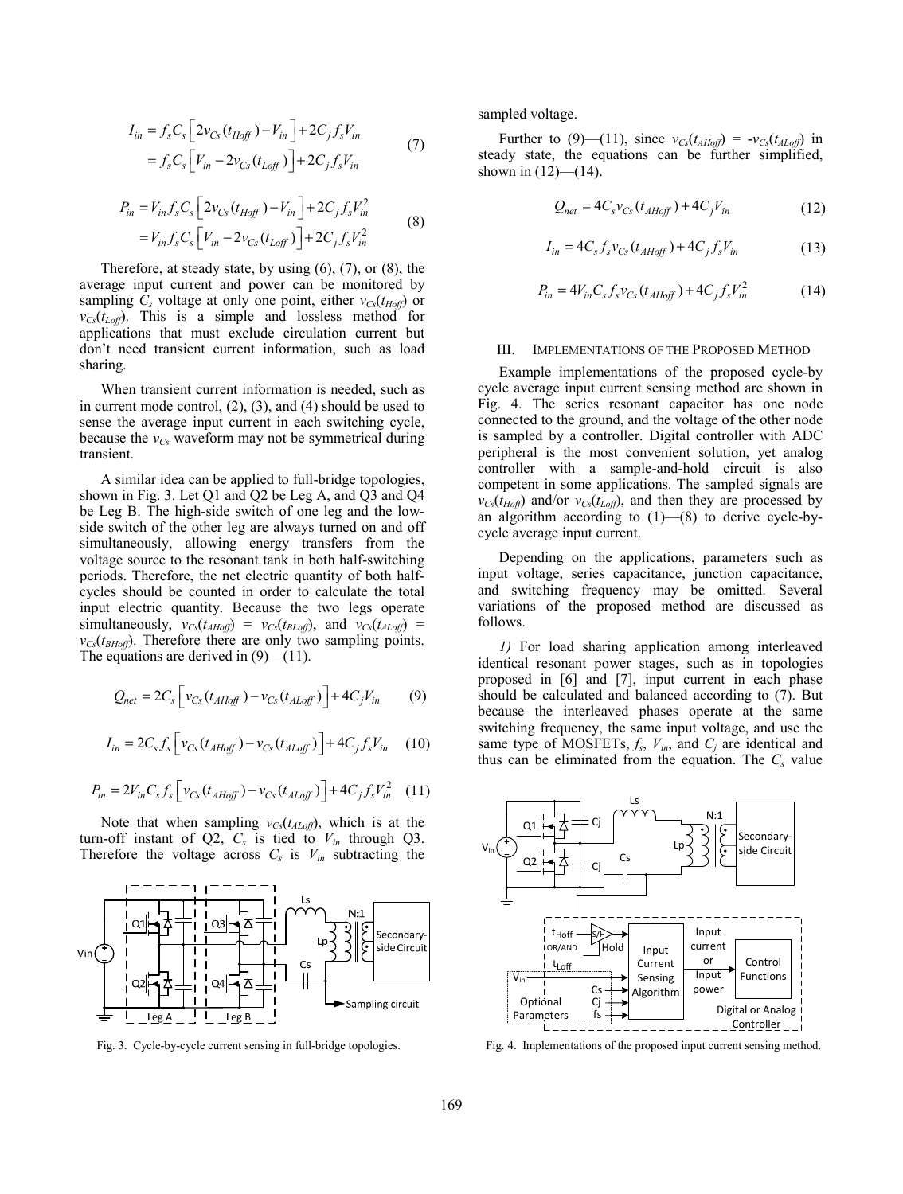$$I_{in} = f_s C_s \left[ 2v_{Cs}(t_{Hoff}) - V_{in} \right] + 2C_j f_s V_{in}$$
$$= f_s C_s \left[ V_{in} - 2v_{Cs}(t_{Loff}) \right] + 2C_j f_s V_{in} \tag{7}$$

$$P_{in} = V_{in} f_s C_s \left[ 2v_{Cs}(t_{Hoff}) - V_{in} \right] + 2C_j f_s V_{in}^2$$
$$= V_{in} f_s C_s \left[ V_{in} - 2v_{Cs}(t_{Loff}) \right] + 2C_j f_s V_{in}^2 \tag{8}$$

Therefore, at steady state, by using (6), (7), or (8), the average input current and power can be monitored by sampling $C_s$ voltage at only one point, either $v_{Cs}(t_{Hoff})$ or $v_{Cs}(t_{Loff})$. This is a simple and lossless method for applications that must exclude circulation current but don't need transient current information, such as load sharing.

When transient current information is needed, such as in current mode control, (2), (3), and (4) should be used to sense the average input current in each switching cycle, because the $v_{Cs}$ waveform may not be symmetrical during transient.

A similar idea can be applied to full-bridge topologies, shown in Fig. 3. Let Q1 and Q2 be Leg A, and Q3 and Q4 be Leg B. The high-side switch of one leg and the low-side switch of the other leg are always turned on and off simultaneously, allowing energy transfers from the voltage source to the resonant tank in both half-switching periods. Therefore, the net electric quantity of both half-cycles should be counted in order to calculate the total input electric quantity. Because the two legs operate simultaneously, $v_{Cs}(t_{AHoff}) = v_{Cs}(t_{BLoff})$, and $v_{Cs}(t_{ALoff}) = v_{Cs}(t_{BHoff})$. Therefore there are only two sampling points. The equations are derived in (9)—(11).

$$Q_{net} = 2C_s \left[ v_{Cs}(t_{AHoff}) - v_{Cs}(t_{ALoff}) \right] + 4C_j V_{in} \tag{9}$$

$$I_{in} = 2C_s f_s \left[ v_{Cs}(t_{AHoff}) - v_{Cs}(t_{ALoff}) \right] + 4C_j f_s V_{in} \tag{10}$$

$$P_{in} = 2V_{in} C_s f_s \left[ v_{Cs}(t_{AHoff}) - v_{Cs}(t_{ALoff}) \right] + 4C_j f_s V_{in}^2 \tag{11}$$

Note that when sampling $v_{Cs}(t_{ALoff})$, which is at the turn-off instant of Q2, $C_s$ is tied to $V_{in}$ through Q3. Therefore the voltage across $C_s$ is $V_{in}$ subtracting the sampled voltage.

Fig. 3. Cycle-by-cycle current sensing in full-bridge topologies.

Further to (9)—(11), since $v_{Cs}(t_{AHoff}) = -v_{Cs}(t_{ALoff})$ in steady state, the equations can be further simplified, shown in (12)—(14).

$$Q_{net} = 4C_s v_{Cs}(t_{AHoff}) + 4C_j V_{in} \tag{12}$$

$$I_{in} = 4C_s f_s v_{Cs}(t_{AHoff}) + 4C_j f_s V_{in} \tag{13}$$

$$P_{in} = 4V_{in} C_s f_s v_{Cs}(t_{AHoff}) + 4C_j f_s V_{in}^2 \tag{14}$$

## III. Implementations of the Proposed Method

Example implementations of the proposed cycle-by cycle average input current sensing method are shown in Fig. 4. The series resonant capacitor has one node connected to the ground, and the voltage of the other node is sampled by a controller. Digital controller with ADC peripheral is the most convenient solution, yet analog controller with a sample-and-hold circuit is also competent in some applications. The sampled signals are $v_{Cs}(t_{Hoff})$ and/or $v_{Cs}(t_{Loff})$, and then they are processed by an algorithm according to (1)—(8) to derive cycle-by-cycle average input current.

Depending on the applications, parameters such as input voltage, series capacitance, junction capacitance, and switching frequency may be omitted. Several variations of the proposed method are discussed as follows.

*1)* For load sharing application among interleaved identical resonant power stages, such as in topologies proposed in [6] and [7], input current in each phase should be calculated and balanced according to (7). But because the interleaved phases operate at the same switching frequency, the same input voltage, and use the same type of MOSFETs, $f_s$, $V_{in}$, and $C_j$ are identical and thus can be eliminated from the equation. The $C_s$ value

Fig. 4. Implementations of the proposed input current sensing method.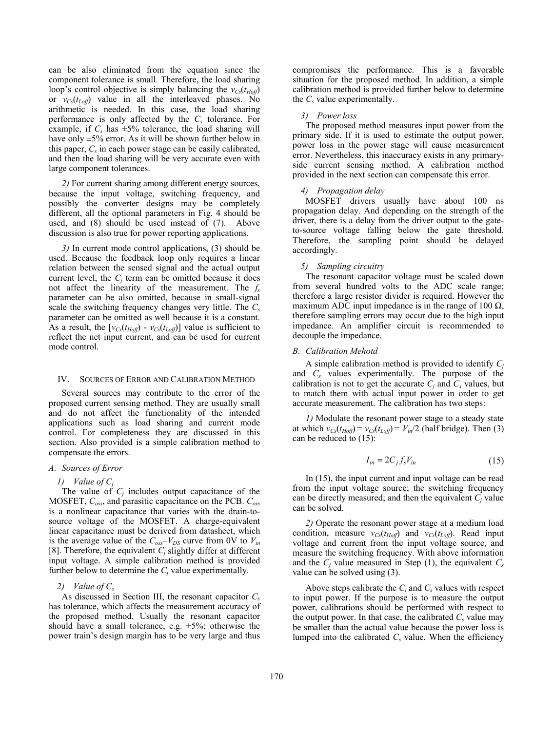can be also eliminated from the equation since the component tolerance is small. Therefore, the load sharing loop's control objective is simply balancing the $v_{Cs}(t_{Hoff})$ or $v_{Cs}(t_{Loff})$ value in all the interleaved phases. No arithmetic is needed. In this case, the load sharing performance is only affected by the $C_s$ tolerance. For example, if $C_s$ has ±5% tolerance, the load sharing will have only ±5% error. As it will be shown further below in this paper, $C_s$ in each power stage can be easily calibrated, and then the load sharing will be very accurate even with large component tolerances.

*2)* For current sharing among different energy sources, because the input voltage, switching frequency, and possibly the converter designs may be completely different, all the optional parameters in Fig. 4 should be used, and (8) should be used instead of (7). Above discussion is also true for power reporting applications.

*3)* In current mode control applications, (3) should be used. Because the feedback loop only requires a linear relation between the sensed signal and the actual output current level, the $C_j$ term can be omitted because it does not affect the linearity of the measurement. The $f_s$ parameter can be also omitted, because in small-signal scale the switching frequency changes very little. The $C_s$ parameter can be omitted as well because it is a constant. As a result, the $[v_{Cs}(t_{Hoff}) - v_{Cs}(t_{Loff})]$ value is sufficient to reflect the net input current, and can be used for current mode control.

## IV. Sources of Error and Calibration Method

Several sources may contribute to the error of the proposed current sensing method. They are usually small and do not affect the functionality of the intended applications such as load sharing and current mode control. For completeness they are discussed in this section. Also provided is a simple calibration method to compensate the errors.

### A. Sources of Error

#### 1) Value of $C_j$

The value of $C_j$ includes output capacitance of the MOSFET, $C_{oss}$, and parasitic capacitance on the PCB. $C_{oss}$ is a nonlinear capacitance that varies with the drain-to-source voltage of the MOSFET. A charge-equivalent linear capacitance must be derived from datasheet, which is the average value of the $C_{oss}$–$V_{DS}$ curve from 0V to $V_{in}$ [8]. Therefore, the equivalent $C_j$ slightly differ at different input voltage. A simple calibration method is provided further below to determine the $C_j$ value experimentally.

#### 2) Value of $C_s$

As discussed in Section III, the resonant capacitor $C_s$ has tolerance, which affects the measurement accuracy of the proposed method. Usually the resonant capacitor should have a small tolerance, e.g. ±5%; otherwise the power train's design margin has to be very large and thus compromises the performance. This is a favorable situation for the proposed method. In addition, a simple calibration method is provided further below to determine the $C_s$ value experimentally.

#### 3) Power loss

The proposed method measures input power from the primary side. If it is used to estimate the output power, power loss in the power stage will cause measurement error. Nevertheless, this inaccuracy exists in any primary-side current sensing method. A calibration method provided in the next section can compensate this error.

#### 4) Propagation delay

MOSFET drivers usually have about 100 ns propagation delay. And depending on the strength of the driver, there is a delay from the driver output to the gate-to-source voltage falling below the gate threshold. Therefore, the sampling point should be delayed accordingly.

#### 5) Sampling circuitry

The resonant capacitor voltage must be scaled down from several hundred volts to the ADC scale range; therefore a large resistor divider is required. However the maximum ADC input impedance is in the range of 100 Ω, therefore sampling errors may occur due to the high input impedance. An amplifier circuit is recommended to decouple the impedance.

### B. Calibration Mehotd

A simple calibration method is provided to identify $C_j$ and $C_s$ values experimentally. The purpose of the calibration is not to get the accurate $C_j$ and $C_s$ values, but to match them with actual input power in order to get accurate measurement. The calibration has two steps:

*1)* Modulate the resonant power stage to a steady state at which $v_{Cs}(t_{Hoff}) = v_{Cs}(t_{Loff}) = V_{in}/2$ (half bridge). Then (3) can be reduced to (15):

$$I_{in} = 2C_j f_s V_{in} \tag{15}$$

In (15), the input current and input voltage can be read from the input voltage source; the switching frequency can be directly measured; and then the equivalent $C_j$ value can be solved.

*2)* Operate the resonant power stage at a medium load condition, measure $v_{Cs}(t_{Hoff})$ and $v_{Cs}(t_{Loff})$. Read input voltage and current from the input voltage source, and measure the switching frequency. With above information and the $C_j$ value measured in Step (1), the equivalent $C_s$ value can be solved using (3).

Above steps calibrate the $C_j$ and $C_s$ values with respect to input power. If the purpose is to measure the output power, calibrations should be performed with respect to the output power. In that case, the calibrated $C_s$ value may be smaller than the actual value because the power loss is lumped into the calibrated $C_s$ value. When the efficiency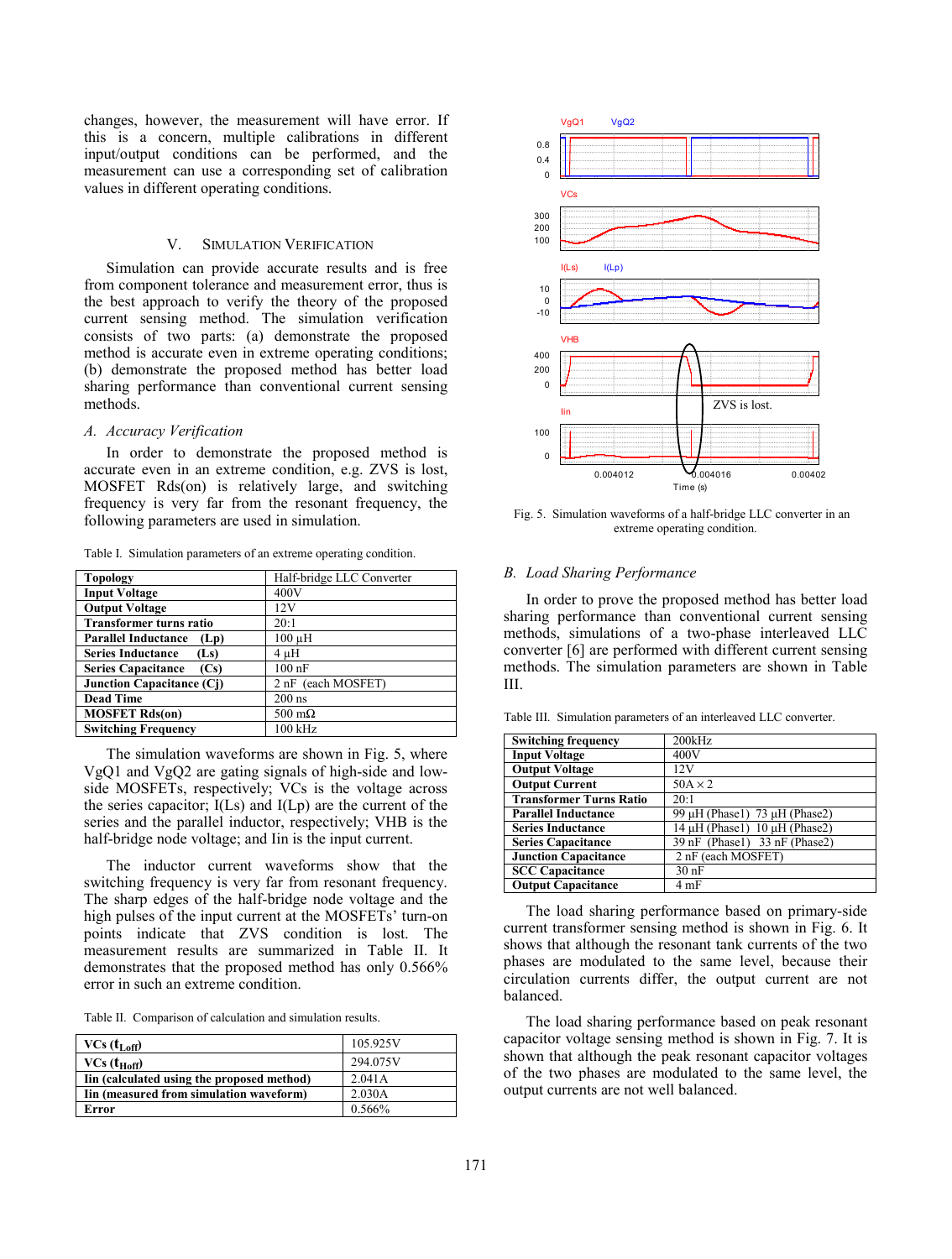changes, however, the measurement will have error. If this is a concern, multiple calibrations in different input/output conditions can be performed, and the measurement can use a corresponding set of calibration values in different operating conditions.

## V. Simulation Verification

Simulation can provide accurate results and is free from component tolerance and measurement error, thus is the best approach to verify the theory of the proposed current sensing method. The simulation verification consists of two parts: (a) demonstrate the proposed method is accurate even in extreme operating conditions; (b) demonstrate the proposed method has better load sharing performance than conventional current sensing methods.

### *A. Accuracy Verification*

In order to demonstrate the proposed method is accurate even in an extreme condition, e.g. ZVS is lost, MOSFET Rds(on) is relatively large, and switching frequency is very far from the resonant frequency, the following parameters are used in simulation.

Table I. Simulation parameters of an extreme operating condition.

| **Topology** | Half-bridge LLC Converter |
|---|---|
| **Input Voltage** | 400V |
| **Output Voltage** | 12V |
| **Transformer turns ratio** | 20:1 |
| **Parallel Inductance (Lp)** | 100 µH |
| **Series Inductance (Ls)** | 4 µH |
| **Series Capacitance (Cs)** | 100 nF |
| **Junction Capacitance (Cj)** | 2 nF (each MOSFET) |
| **Dead Time** | 200 ns |
| **MOSFET Rds(on)** | 500 mΩ |
| **Switching Frequency** | 100 kHz |

The simulation waveforms are shown in Fig. 5, where VgQ1 and VgQ2 are gating signals of high-side and low-side MOSFETs, respectively; VCs is the voltage across the series capacitor; I(Ls) and I(Lp) are the current of the series and the parallel inductor, respectively; VHB is the half-bridge node voltage; and Iin is the input current.

The inductor current waveforms show that the switching frequency is very far from resonant frequency. The sharp edges of the half-bridge node voltage and the high pulses of the input current at the MOSFETs' turn-on points indicate that ZVS condition is lost. The measurement results are summarized in Table II. It demonstrates that the proposed method has only 0.566% error in such an extreme condition.

Table II. Comparison of calculation and simulation results.

| **VCs ($t_{Loff}$)** | 105.925V |
|---|---|
| **VCs ($t_{Hoff}$)** | 294.075V |
| **Iin (calculated using the proposed method)** | 2.041A |
| **Iin (measured from simulation waveform)** | 2.030A |
| **Error** | 0.566% |

Fig. 5. Simulation waveforms of a half-bridge LLC converter in an extreme operating condition.

### *B. Load Sharing Performance*

In order to prove the proposed method has better load sharing performance than conventional current sensing methods, simulations of a two-phase interleaved LLC converter [6] are performed with different current sensing methods. The simulation parameters are shown in Table III.

Table III. Simulation parameters of an interleaved LLC converter.

| **Switching frequency** | 200kHz |
|---|---|
| **Input Voltage** | 400V |
| **Output Voltage** | 12V |
| **Output Current** | 50A × 2 |
| **Transformer Turns Ratio** | 20:1 |
| **Parallel Inductance** | 99 µH (Phase1) 73 µH (Phase2) |
| **Series Inductance** | 14 µH (Phase1) 10 µH (Phase2) |
| **Series Capacitance** | 39 nF (Phase1) 33 nF (Phase2) |
| **Junction Capacitance** | 2 nF (each MOSFET) |
| **SCC Capacitance** | 30 nF |
| **Output Capacitance** | 4 mF |

The load sharing performance based on primary-side current transformer sensing method is shown in Fig. 6. It shows that although the resonant tank currents of the two phases are modulated to the same level, because their circulation currents differ, the output current are not balanced.

The load sharing performance based on peak resonant capacitor voltage sensing method is shown in Fig. 7. It is shown that although the peak resonant capacitor voltages of the two phases are modulated to the same level, the output currents are not well balanced.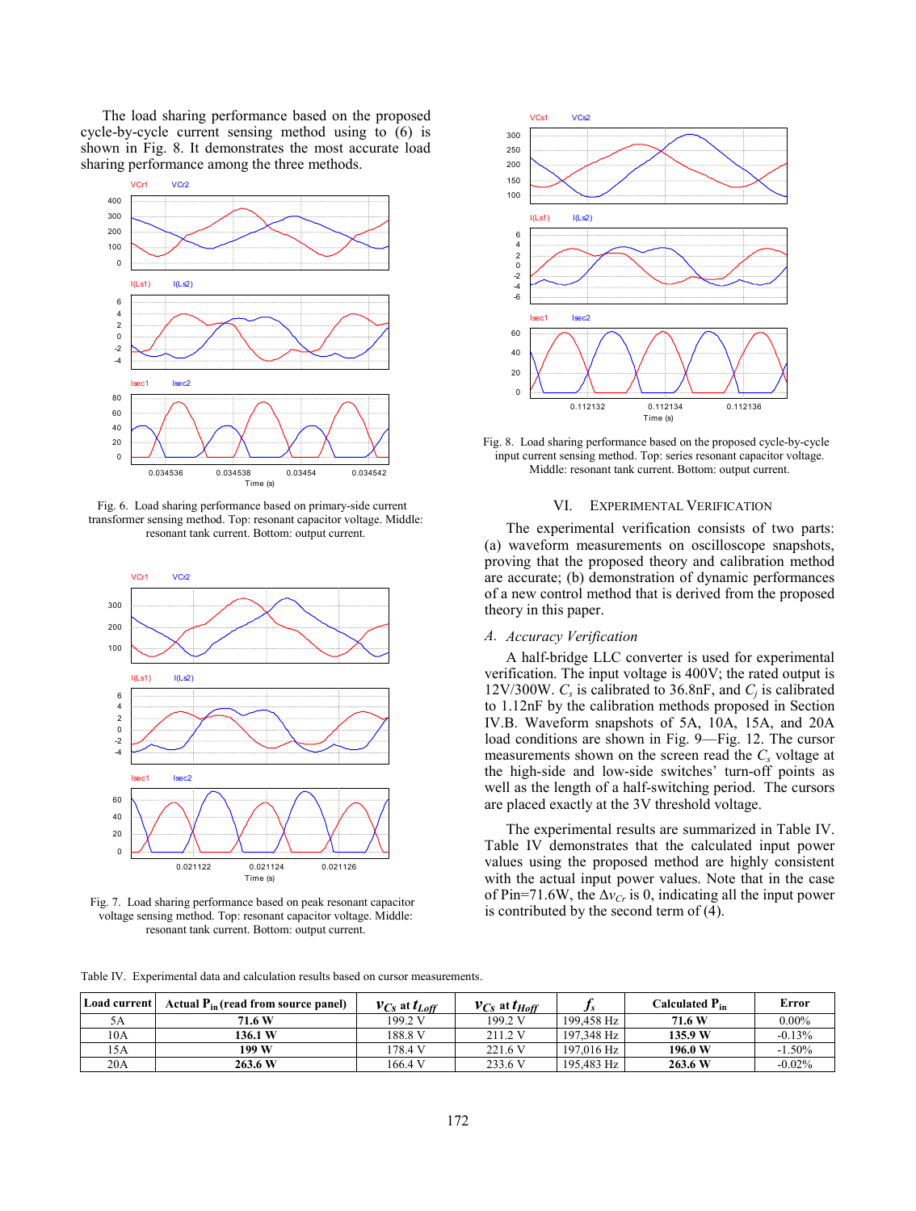The load sharing performance based on the proposed cycle-by-cycle current sensing method using to (6) is shown in Fig. 8. It demonstrates the most accurate load sharing performance among the three methods.

Fig. 6. Load sharing performance based on primary-side current transformer sensing method. Top: resonant capacitor voltage. Middle: resonant tank current. Bottom: output current.

Fig. 7. Load sharing performance based on peak resonant capacitor voltage sensing method. Top: resonant capacitor voltage. Middle: resonant tank current. Bottom: output current.

Fig. 8. Load sharing performance based on the proposed cycle-by-cycle input current sensing method. Top: series resonant capacitor voltage. Middle: resonant tank current. Bottom: output current.

## VI. Experimental Verification

The experimental verification consists of two parts: (a) waveform measurements on oscilloscope snapshots, proving that the proposed theory and calibration method are accurate; (b) demonstration of dynamic performances of a new control method that is derived from the proposed theory in this paper.

### A. Accuracy Verification

A half-bridge LLC converter is used for experimental verification. The input voltage is 400V; the rated output is 12V/300W. $C_s$ is calibrated to 36.8nF, and $C_j$ is calibrated to 1.12nF by the calibration methods proposed in Section IV.B. Waveform snapshots of 5A, 10A, 15A, and 20A load conditions are shown in Fig. 9—Fig. 12. The cursor measurements shown on the screen read the $C_s$ voltage at the high-side and low-side switches' turn-off points as well as the length of a half-switching period. The cursors are placed exactly at the 3V threshold voltage.

The experimental results are summarized in Table IV. Table IV demonstrates that the calculated input power values using the proposed method are highly consistent with the actual input power values. Note that in the case of Pin=71.6W, the $\Delta v_{Cr}$ is 0, indicating all the input power is contributed by the second term of (4).

Table IV. Experimental data and calculation results based on cursor measurements.

| Load current | Actual $P_{in}$ (read from source panel) | $v_{Cs}$ at $t_{Loff}$ | $v_{Cs}$ at $t_{Hoff}$ | $f_s$ | Calculated $P_{in}$ | Error |
|---|---|---|---|---|---|---|
| 5A | **71.6 W** | 199.2 V | 199.2 V | 199,458 Hz | **71.6 W** | 0.00% |
| 10A | **136.1 W** | 188.8 V | 211.2 V | 197,348 Hz | **135.9 W** | -0.13% |
| 15A | **199 W** | 178.4 V | 221.6 V | 197,016 Hz | **196.0 W** | -1.50% |
| 20A | **263.6 W** | 166.4 V | 233.6 V | 195,483 Hz | **263.6 W** | -0.02% |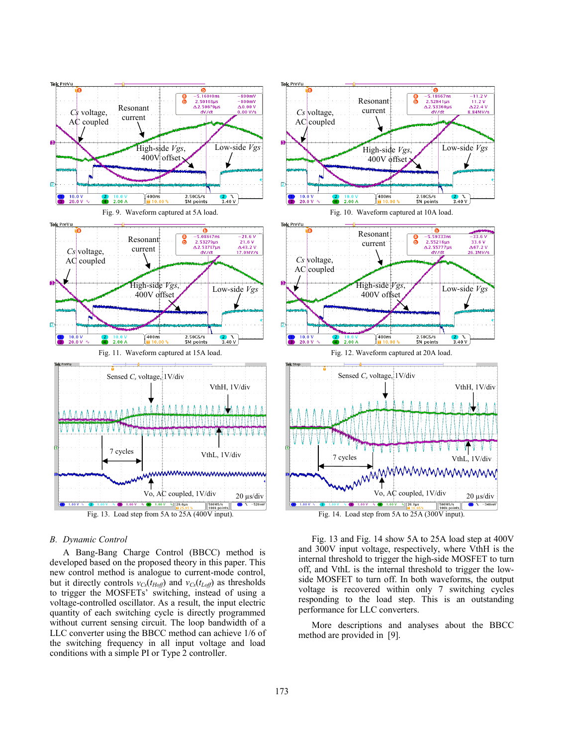Fig. 9. Waveform captured at 5A load.

Fig. 10. Waveform captured at 10A load.

Fig. 11. Waveform captured at 15A load.

Fig. 12. Waveform captured at 20A load.

Fig. 13. Load step from 5A to 25A (400V input).

Fig. 14. Load step from 5A to 25A (300V input).

### B. Dynamic Control

A Bang-Bang Charge Control (BBCC) method is developed based on the proposed theory in this paper. This new control method is analogue to current-mode control, but it directly controls $v_{Cs}(t_{Hoff})$ and $v_{Cs}(t_{Loff})$ as thresholds to trigger the MOSFETs' switching, instead of using a voltage-controlled oscillator. As a result, the input electric quantity of each switching cycle is directly programmed without current sensing circuit. The loop bandwidth of a LLC converter using the BBCC method can achieve 1/6 of the switching frequency in all input voltage and load conditions with a simple PI or Type 2 controller.

Fig. 13 and Fig. 14 show 5A to 25A load step at 400V and 300V input voltage, respectively, where VthH is the internal threshold to trigger the high-side MOSFET to turn off, and VthL is the internal threshold to trigger the low-side MOSFET to turn off. In both waveforms, the output voltage is recovered within only 7 switching cycles responding to the load step. This is an outstanding performance for LLC converters.

More descriptions and analyses about the BBCC method are provided in [9].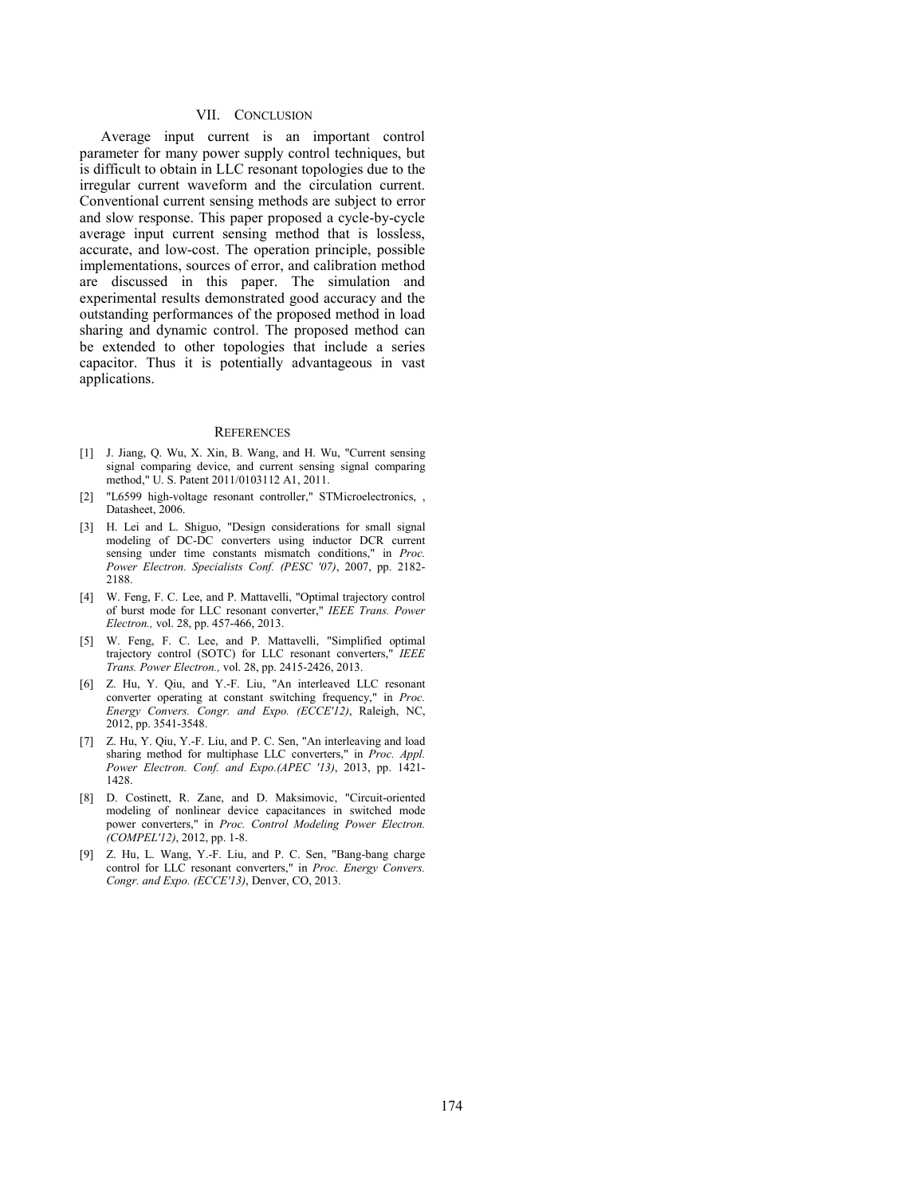## VII. Conclusion

Average input current is an important control parameter for many power supply control techniques, but is difficult to obtain in LLC resonant topologies due to the irregular current waveform and the circulation current. Conventional current sensing methods are subject to error and slow response. This paper proposed a cycle-by-cycle average input current sensing method that is lossless, accurate, and low-cost. The operation principle, possible implementations, sources of error, and calibration method are discussed in this paper. The simulation and experimental results demonstrated good accuracy and the outstanding performances of the proposed method in load sharing and dynamic control. The proposed method can be extended to other topologies that include a series capacitor. Thus it is potentially advantageous in vast applications.

## References

[1] J. Jiang, Q. Wu, X. Xin, B. Wang, and H. Wu, "Current sensing signal comparing device, and current sensing signal comparing method," U. S. Patent 2011/0103112 A1, 2011.

[2] "L6599 high-voltage resonant controller," STMicroelectronics, , Datasheet, 2006.

[3] H. Lei and L. Shiguo, "Design considerations for small signal modeling of DC-DC converters using inductor DCR current sensing under time constants mismatch conditions," in *Proc. Power Electron. Specialists Conf. (PESC '07)*, 2007, pp. 2182-2188.

[4] W. Feng, F. C. Lee, and P. Mattavelli, "Optimal trajectory control of burst mode for LLC resonant converter," *IEEE Trans. Power Electron.,* vol. 28, pp. 457-466, 2013.

[5] W. Feng, F. C. Lee, and P. Mattavelli, "Simplified optimal trajectory control (SOTC) for LLC resonant converters," *IEEE Trans. Power Electron.,* vol. 28, pp. 2415-2426, 2013.

[6] Z. Hu, Y. Qiu, and Y.-F. Liu, "An interleaved LLC resonant converter operating at constant switching frequency," in *Proc. Energy Convers. Congr. and Expo. (ECCE'12)*, Raleigh, NC, 2012, pp. 3541-3548.

[7] Z. Hu, Y. Qiu, Y.-F. Liu, and P. C. Sen, "An interleaving and load sharing method for multiphase LLC converters," in *Proc. Appl. Power Electron. Conf. and Expo.(APEC '13)*, 2013, pp. 1421-1428.

[8] D. Costinett, R. Zane, and D. Maksimovic, "Circuit-oriented modeling of nonlinear device capacitances in switched mode power converters," in *Proc. Control Modeling Power Electron. (COMPEL'12)*, 2012, pp. 1-8.

[9] Z. Hu, L. Wang, Y.-F. Liu, and P. C. Sen, "Bang-bang charge control for LLC resonant converters," in *Proc. Energy Convers. Congr. and Expo. (ECCE'13)*, Denver, CO, 2013.